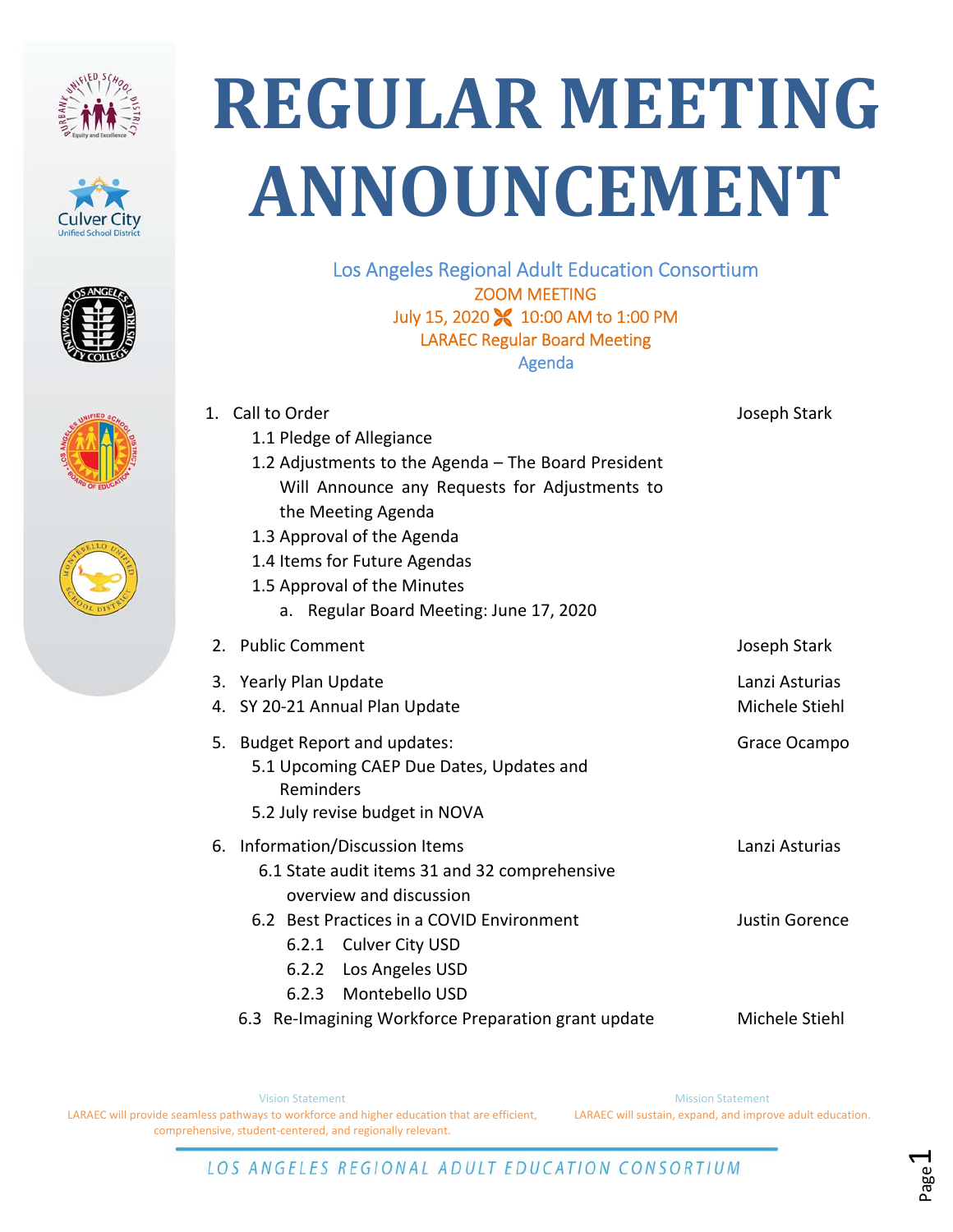# REGULAR MEETING ANNOUNCEMENT

Los Angeles Regional Adult Education Consortium

ZOOM MEETING

July 15, 2020 10:00 AM to 1:00 PM

LARAEC Regular Board Meeting

Agenda

| | |
|---|---|
| 1. Call to Order | Joseph Stark |
| 1.1 Pledge of Allegiance | |
| 1.2 Adjustments to the Agenda – The Board President Will Announce any Requests for Adjustments to the Meeting Agenda | |
| 1.3 Approval of the Agenda | |
| 1.4 Items for Future Agendas | |
| 1.5 Approval of the Minutes | |
| a. Regular Board Meeting: June 17, 2020 | |
| 2. Public Comment | Joseph Stark |
| 3. Yearly Plan Update | Lanzi Asturias |
| 4. SY 20-21 Annual Plan Update | Michele Stiehl |
| 5. Budget Report and updates: | Grace Ocampo |
| 5.1 Upcoming CAEP Due Dates, Updates and Reminders | |
| 5.2 July revise budget in NOVA | |
| 6. Information/Discussion Items | Lanzi Asturias |
| 6.1 State audit items 31 and 32 comprehensive overview and discussion | |
| 6.2 Best Practices in a COVID Environment | Justin Gorence |
| 6.2.1 Culver City USD | |
| 6.2.2 Los Angeles USD | |
| 6.2.3 Montebello USD | |
| 6.3 Re-Imagining Workforce Preparation grant update | Michele Stiehl |

Vision Statement

LARAEC will provide seamless pathways to workforce and higher education that are efficient, comprehensive, student-centered, and regionally relevant.

Mission Statement

LARAEC will sustain, expand, and improve adult education.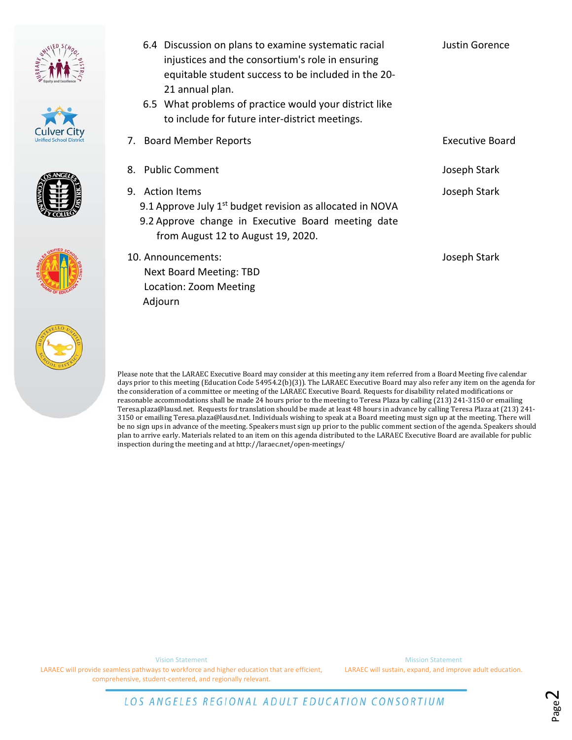6.4 Discussion on plans to examine systematic racial injustices and the consortium's role in ensuring equitable student success to be included in the 20-21 annual plan. — Justin Gorence

6.5 What problems of practice would your district like to include for future inter-district meetings.

7. Board Member Reports — Executive Board

8. Public Comment — Joseph Stark

9. Action Items — Joseph Stark

   9.1 Approve July 1st budget revision as allocated in NOVA

   9.2 Approve change in Executive Board meeting date from August 12 to August 19, 2020.

10. Announcements: — Joseph Stark

    Next Board Meeting: TBD

    Location: Zoom Meeting

    Adjourn

Please note that the LARAEC Executive Board may consider at this meeting any item referred from a Board Meeting five calendar days prior to this meeting (Education Code 54954.2(b)(3)). The LARAEC Executive Board may also refer any item on the agenda for the consideration of a committee or meeting of the LARAEC Executive Board. Requests for disability related modifications or reasonable accommodations shall be made 24 hours prior to the meeting to Teresa Plaza by calling (213) 241-3150 or emailing Teresa.plaza@lausd.net. Requests for translation should be made at least 48 hours in advance by calling Teresa Plaza at (213) 241-3150 or emailing Teresa.plaza@lausd.net. Individuals wishing to speak at a Board meeting must sign up at the meeting. There will be no sign ups in advance of the meeting. Speakers must sign up prior to the public comment section of the agenda. Speakers should plan to arrive early. Materials related to an item on this agenda distributed to the LARAEC Executive Board are available for public inspection during the meeting and at http://laraec.net/open-meetings/

Vision Statement

LARAEC will provide seamless pathways to workforce and higher education that are efficient, comprehensive, student-centered, and regionally relevant.

Mission Statement

LARAEC will sustain, expand, and improve adult education.